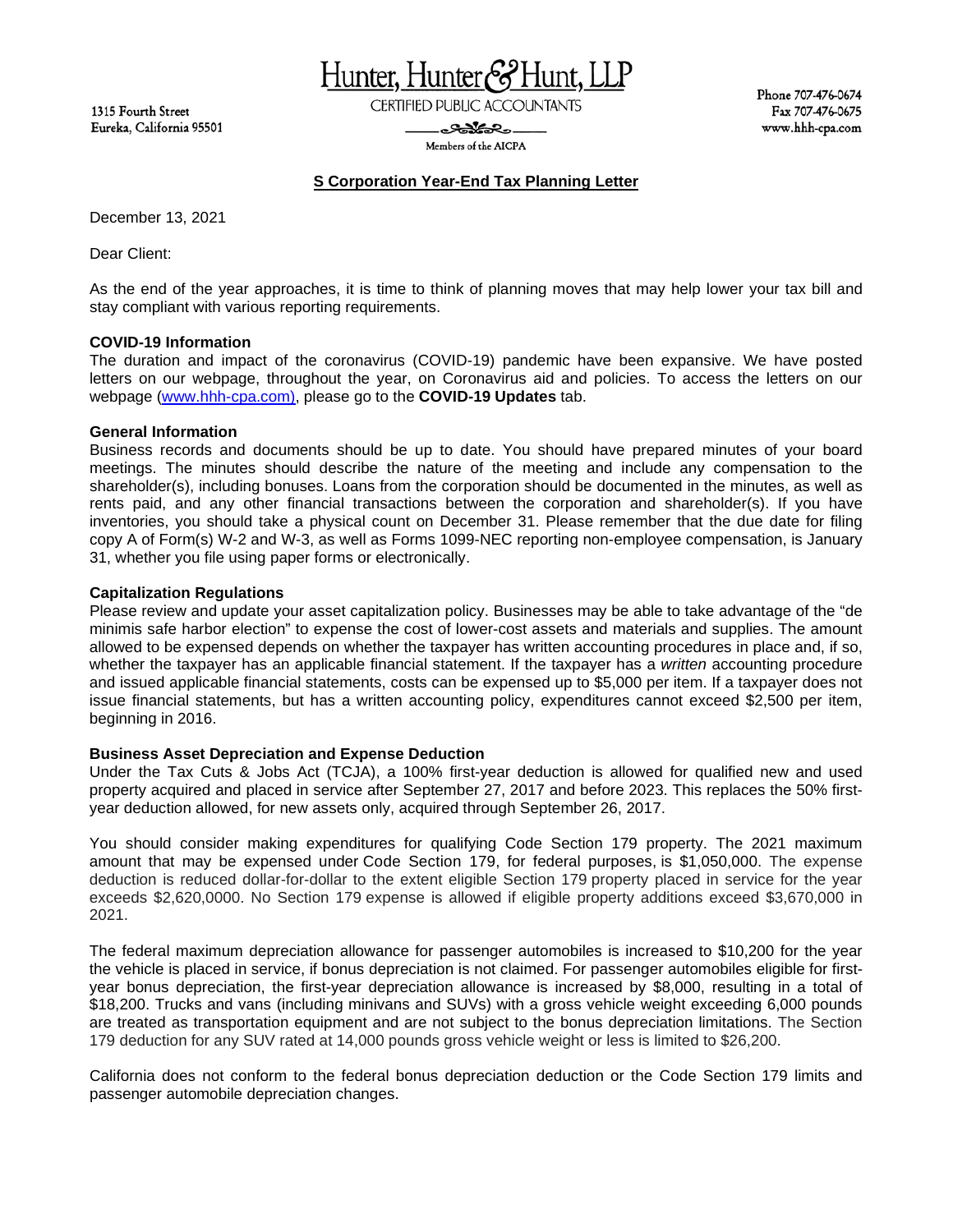1315 Fourth Street
Eureka, California 95501

# Hunter, Hunter & Hunt, LLP

CERTIFIED PUBLIC ACCOUNTANTS

Members of the AICPA

Phone 707-476-0674
Fax 707-476-0675
www.hhh-cpa.com

## S Corporation Year-End Tax Planning Letter

December 13, 2021

Dear Client:

As the end of the year approaches, it is time to think of planning moves that may help lower your tax bill and stay compliant with various reporting requirements.

**COVID-19 Information**

The duration and impact of the coronavirus (COVID-19) pandemic have been expansive. We have posted letters on our webpage, throughout the year, on Coronavirus aid and policies. To access the letters on our webpage (www.hhh-cpa.com), please go to the **COVID-19 Updates** tab.

**General Information**

Business records and documents should be up to date. You should have prepared minutes of your board meetings. The minutes should describe the nature of the meeting and include any compensation to the shareholder(s), including bonuses. Loans from the corporation should be documented in the minutes, as well as rents paid, and any other financial transactions between the corporation and shareholder(s). If you have inventories, you should take a physical count on December 31. Please remember that the due date for filing copy A of Form(s) W-2 and W-3, as well as Forms 1099-NEC reporting non-employee compensation, is January 31, whether you file using paper forms or electronically.

**Capitalization Regulations**

Please review and update your asset capitalization policy. Businesses may be able to take advantage of the "de minimis safe harbor election" to expense the cost of lower-cost assets and materials and supplies. The amount allowed to be expensed depends on whether the taxpayer has written accounting procedures in place and, if so, whether the taxpayer has an applicable financial statement. If the taxpayer has a *written* accounting procedure and issued applicable financial statements, costs can be expensed up to $5,000 per item. If a taxpayer does not issue financial statements, but has a written accounting policy, expenditures cannot exceed $2,500 per item, beginning in 2016.

**Business Asset Depreciation and Expense Deduction**

Under the Tax Cuts & Jobs Act (TCJA), a 100% first-year deduction is allowed for qualified new and used property acquired and placed in service after September 27, 2017 and before 2023. This replaces the 50% first-year deduction allowed, for new assets only, acquired through September 26, 2017.

You should consider making expenditures for qualifying Code Section 179 property. The 2021 maximum amount that may be expensed under Code Section 179, for federal purposes, is $1,050,000. The expense deduction is reduced dollar-for-dollar to the extent eligible Section 179 property placed in service for the year exceeds $2,620,0000. No Section 179 expense is allowed if eligible property additions exceed $3,670,000 in 2021.

The federal maximum depreciation allowance for passenger automobiles is increased to $10,200 for the year the vehicle is placed in service, if bonus depreciation is not claimed. For passenger automobiles eligible for first-year bonus depreciation, the first-year depreciation allowance is increased by $8,000, resulting in a total of $18,200. Trucks and vans (including minivans and SUVs) with a gross vehicle weight exceeding 6,000 pounds are treated as transportation equipment and are not subject to the bonus depreciation limitations. The Section 179 deduction for any SUV rated at 14,000 pounds gross vehicle weight or less is limited to $26,200.

California does not conform to the federal bonus depreciation deduction or the Code Section 179 limits and passenger automobile depreciation changes.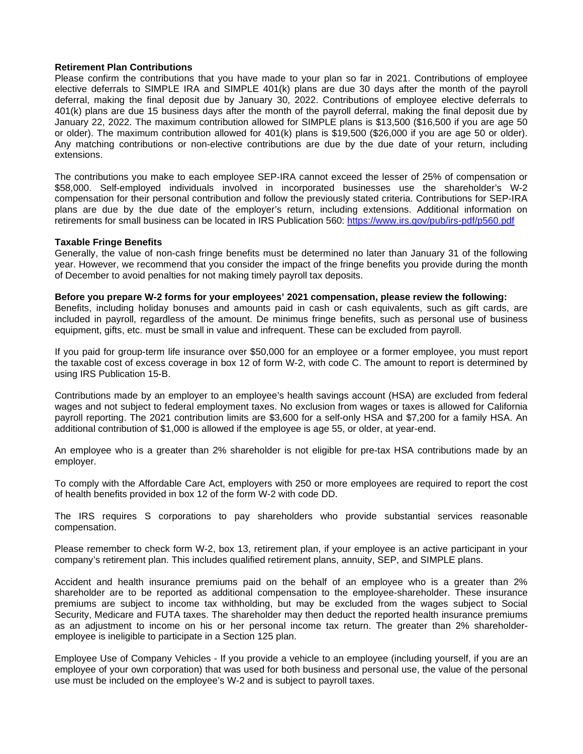**Retirement Plan Contributions**

Please confirm the contributions that you have made to your plan so far in 2021. Contributions of employee elective deferrals to SIMPLE IRA and SIMPLE 401(k) plans are due 30 days after the month of the payroll deferral, making the final deposit due by January 30, 2022. Contributions of employee elective deferrals to 401(k) plans are due 15 business days after the month of the payroll deferral, making the final deposit due by January 22, 2022. The maximum contribution allowed for SIMPLE plans is $13,500 ($16,500 if you are age 50 or older). The maximum contribution allowed for 401(k) plans is $19,500 ($26,000 if you are age 50 or older). Any matching contributions or non-elective contributions are due by the due date of your return, including extensions.

The contributions you make to each employee SEP-IRA cannot exceed the lesser of 25% of compensation or $58,000. Self-employed individuals involved in incorporated businesses use the shareholder's W-2 compensation for their personal contribution and follow the previously stated criteria. Contributions for SEP-IRA plans are due by the due date of the employer's return, including extensions. Additional information on retirements for small business can be located in IRS Publication 560: https://www.irs.gov/pub/irs-pdf/p560.pdf

**Taxable Fringe Benefits**

Generally, the value of non-cash fringe benefits must be determined no later than January 31 of the following year. However, we recommend that you consider the impact of the fringe benefits you provide during the month of December to avoid penalties for not making timely payroll tax deposits.

**Before you prepare W-2 forms for your employees' 2021 compensation, please review the following:**

Benefits, including holiday bonuses and amounts paid in cash or cash equivalents, such as gift cards, are included in payroll, regardless of the amount. De minimus fringe benefits, such as personal use of business equipment, gifts, etc. must be small in value and infrequent. These can be excluded from payroll.

If you paid for group-term life insurance over $50,000 for an employee or a former employee, you must report the taxable cost of excess coverage in box 12 of form W-2, with code C. The amount to report is determined by using IRS Publication 15-B.

Contributions made by an employer to an employee's health savings account (HSA) are excluded from federal wages and not subject to federal employment taxes. No exclusion from wages or taxes is allowed for California payroll reporting. The 2021 contribution limits are $3,600 for a self-only HSA and $7,200 for a family HSA. An additional contribution of $1,000 is allowed if the employee is age 55, or older, at year-end.

An employee who is a greater than 2% shareholder is not eligible for pre-tax HSA contributions made by an employer.

To comply with the Affordable Care Act, employers with 250 or more employees are required to report the cost of health benefits provided in box 12 of the form W-2 with code DD.

The IRS requires S corporations to pay shareholders who provide substantial services reasonable compensation.

Please remember to check form W-2, box 13, retirement plan, if your employee is an active participant in your company's retirement plan. This includes qualified retirement plans, annuity, SEP, and SIMPLE plans.

Accident and health insurance premiums paid on the behalf of an employee who is a greater than 2% shareholder are to be reported as additional compensation to the employee-shareholder. These insurance premiums are subject to income tax withholding, but may be excluded from the wages subject to Social Security, Medicare and FUTA taxes. The shareholder may then deduct the reported health insurance premiums as an adjustment to income on his or her personal income tax return. The greater than 2% shareholder-employee is ineligible to participate in a Section 125 plan.

Employee Use of Company Vehicles - If you provide a vehicle to an employee (including yourself, if you are an employee of your own corporation) that was used for both business and personal use, the value of the personal use must be included on the employee's W-2 and is subject to payroll taxes.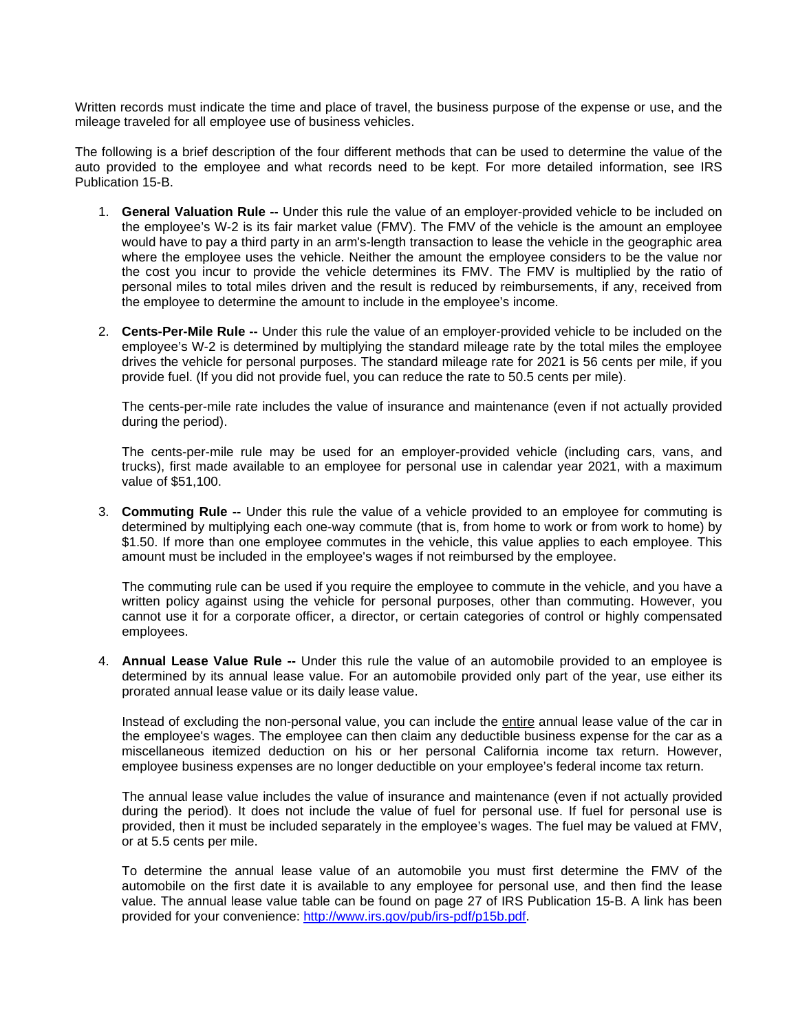Written records must indicate the time and place of travel, the business purpose of the expense or use, and the mileage traveled for all employee use of business vehicles.

The following is a brief description of the four different methods that can be used to determine the value of the auto provided to the employee and what records need to be kept. For more detailed information, see IRS Publication 15-B.

1. **General Valuation Rule --** Under this rule the value of an employer-provided vehicle to be included on the employee's W-2 is its fair market value (FMV). The FMV of the vehicle is the amount an employee would have to pay a third party in an arm's-length transaction to lease the vehicle in the geographic area where the employee uses the vehicle. Neither the amount the employee considers to be the value nor the cost you incur to provide the vehicle determines its FMV. The FMV is multiplied by the ratio of personal miles to total miles driven and the result is reduced by reimbursements, if any, received from the employee to determine the amount to include in the employee's income.

2. **Cents-Per-Mile Rule --** Under this rule the value of an employer-provided vehicle to be included on the employee's W-2 is determined by multiplying the standard mileage rate by the total miles the employee drives the vehicle for personal purposes. The standard mileage rate for 2021 is 56 cents per mile, if you provide fuel. (If you did not provide fuel, you can reduce the rate to 50.5 cents per mile).

   The cents-per-mile rate includes the value of insurance and maintenance (even if not actually provided during the period).

   The cents-per-mile rule may be used for an employer-provided vehicle (including cars, vans, and trucks), first made available to an employee for personal use in calendar year 2021, with a maximum value of $51,100.

3. **Commuting Rule --** Under this rule the value of a vehicle provided to an employee for commuting is determined by multiplying each one-way commute (that is, from home to work or from work to home) by $1.50. If more than one employee commutes in the vehicle, this value applies to each employee. This amount must be included in the employee's wages if not reimbursed by the employee.

   The commuting rule can be used if you require the employee to commute in the vehicle, and you have a written policy against using the vehicle for personal purposes, other than commuting. However, you cannot use it for a corporate officer, a director, or certain categories of control or highly compensated employees.

4. **Annual Lease Value Rule --** Under this rule the value of an automobile provided to an employee is determined by its annual lease value. For an automobile provided only part of the year, use either its prorated annual lease value or its daily lease value.

   Instead of excluding the non-personal value, you can include the entire annual lease value of the car in the employee's wages. The employee can then claim any deductible business expense for the car as a miscellaneous itemized deduction on his or her personal California income tax return. However, employee business expenses are no longer deductible on your employee's federal income tax return.

   The annual lease value includes the value of insurance and maintenance (even if not actually provided during the period). It does not include the value of fuel for personal use. If fuel for personal use is provided, then it must be included separately in the employee's wages. The fuel may be valued at FMV, or at 5.5 cents per mile.

   To determine the annual lease value of an automobile you must first determine the FMV of the automobile on the first date it is available to any employee for personal use, and then find the lease value. The annual lease value table can be found on page 27 of IRS Publication 15-B. A link has been provided for your convenience: http://www.irs.gov/pub/irs-pdf/p15b.pdf.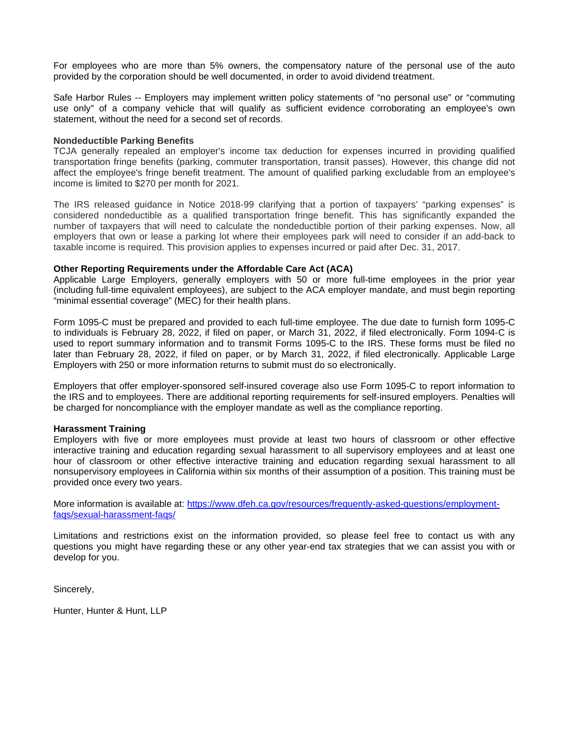For employees who are more than 5% owners, the compensatory nature of the personal use of the auto provided by the corporation should be well documented, in order to avoid dividend treatment.

Safe Harbor Rules -- Employers may implement written policy statements of “no personal use” or “commuting use only” of a company vehicle that will qualify as sufficient evidence corroborating an employee's own statement, without the need for a second set of records.

**Nondeductible Parking Benefits**

TCJA generally repealed an employer's income tax deduction for expenses incurred in providing qualified transportation fringe benefits (parking, commuter transportation, transit passes). However, this change did not affect the employee's fringe benefit treatment. The amount of qualified parking excludable from an employee's income is limited to $270 per month for 2021.

The IRS released guidance in Notice 2018-99 clarifying that a portion of taxpayers’ “parking expenses” is considered nondeductible as a qualified transportation fringe benefit. This has significantly expanded the number of taxpayers that will need to calculate the nondeductible portion of their parking expenses. Now, all employers that own or lease a parking lot where their employees park will need to consider if an add-back to taxable income is required. This provision applies to expenses incurred or paid after Dec. 31, 2017.

**Other Reporting Requirements under the Affordable Care Act (ACA)**

Applicable Large Employers, generally employers with 50 or more full-time employees in the prior year (including full-time equivalent employees), are subject to the ACA employer mandate, and must begin reporting “minimal essential coverage” (MEC) for their health plans.

Form 1095-C must be prepared and provided to each full-time employee. The due date to furnish form 1095-C to individuals is February 28, 2022, if filed on paper, or March 31, 2022, if filed electronically. Form 1094-C is used to report summary information and to transmit Forms 1095-C to the IRS. These forms must be filed no later than February 28, 2022, if filed on paper, or by March 31, 2022, if filed electronically. Applicable Large Employers with 250 or more information returns to submit must do so electronically.

Employers that offer employer-sponsored self-insured coverage also use Form 1095-C to report information to the IRS and to employees. There are additional reporting requirements for self-insured employers. Penalties will be charged for noncompliance with the employer mandate as well as the compliance reporting.

**Harassment Training**

Employers with five or more employees must provide at least two hours of classroom or other effective interactive training and education regarding sexual harassment to all supervisory employees and at least one hour of classroom or other effective interactive training and education regarding sexual harassment to all nonsupervisory employees in California within six months of their assumption of a position. This training must be provided once every two years.

More information is available at: [https://www.dfeh.ca.gov/resources/frequently-asked-questions/employment-faqs/sexual-harassment-faqs/](https://www.dfeh.ca.gov/resources/frequently-asked-questions/employment-faqs/sexual-harassment-faqs/)

Limitations and restrictions exist on the information provided, so please feel free to contact us with any questions you might have regarding these or any other year-end tax strategies that we can assist you with or develop for you.

Sincerely,

Hunter, Hunter & Hunt, LLP